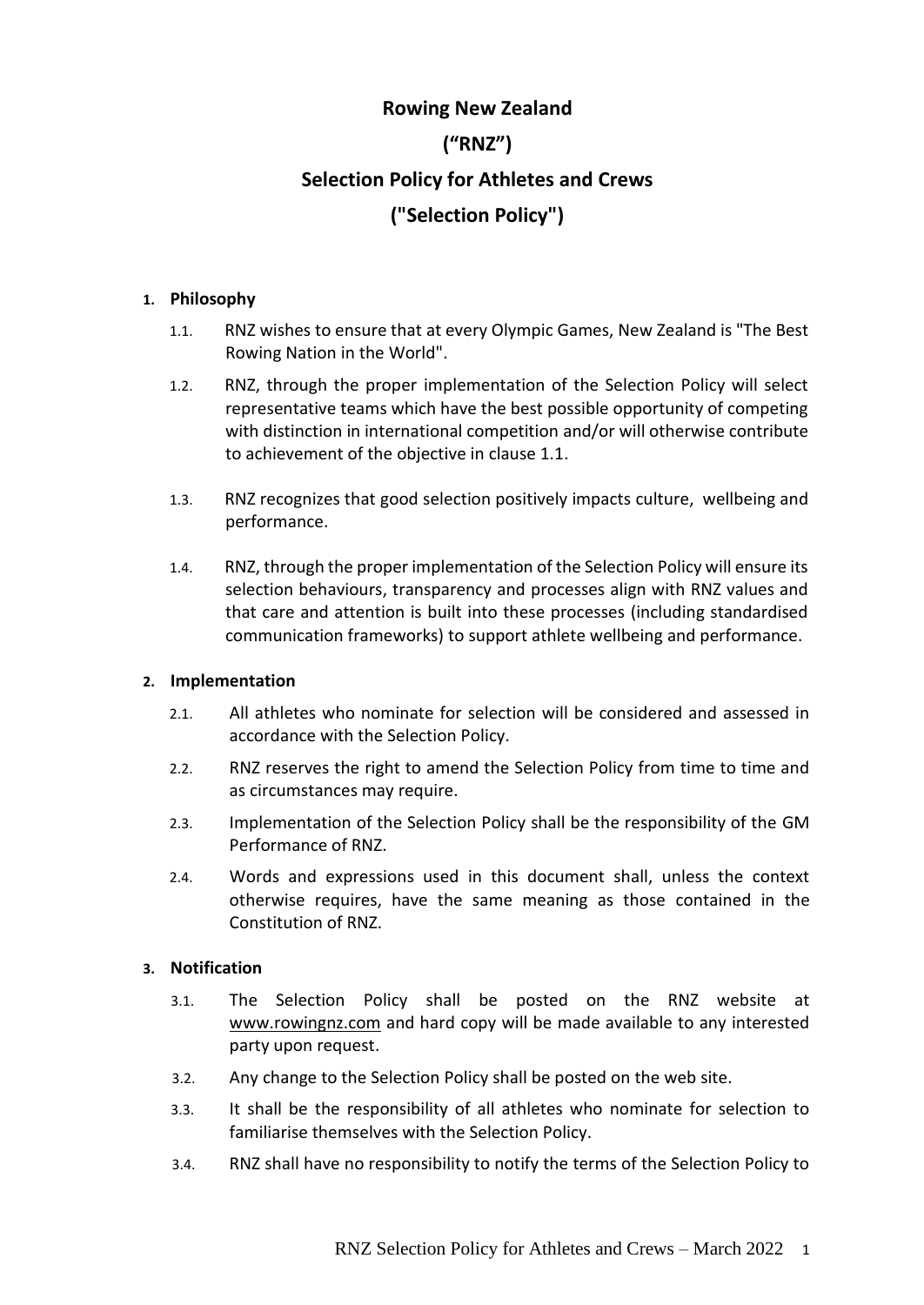# Rowing New Zealand

# ("RNZ")

# Selection Policy for Athletes and Crews

# ("Selection Policy")

## 1. Philosophy

1.1. RNZ wishes to ensure that at every Olympic Games, New Zealand is "The Best Rowing Nation in the World".

1.2. RNZ, through the proper implementation of the Selection Policy will select representative teams which have the best possible opportunity of competing with distinction in international competition and/or will otherwise contribute to achievement of the objective in clause 1.1.

1.3. RNZ recognizes that good selection positively impacts culture, wellbeing and performance.

1.4. RNZ, through the proper implementation of the Selection Policy will ensure its selection behaviours, transparency and processes align with RNZ values and that care and attention is built into these processes (including standardised communication frameworks) to support athlete wellbeing and performance.

## 2. Implementation

2.1. All athletes who nominate for selection will be considered and assessed in accordance with the Selection Policy.

2.2. RNZ reserves the right to amend the Selection Policy from time to time and as circumstances may require.

2.3. Implementation of the Selection Policy shall be the responsibility of the GM Performance of RNZ.

2.4. Words and expressions used in this document shall, unless the context otherwise requires, have the same meaning as those contained in the Constitution of RNZ.

## 3. Notification

3.1. The Selection Policy shall be posted on the RNZ website at www.rowingnz.com and hard copy will be made available to any interested party upon request.

3.2. Any change to the Selection Policy shall be posted on the web site.

3.3. It shall be the responsibility of all athletes who nominate for selection to familiarise themselves with the Selection Policy.

3.4. RNZ shall have no responsibility to notify the terms of the Selection Policy to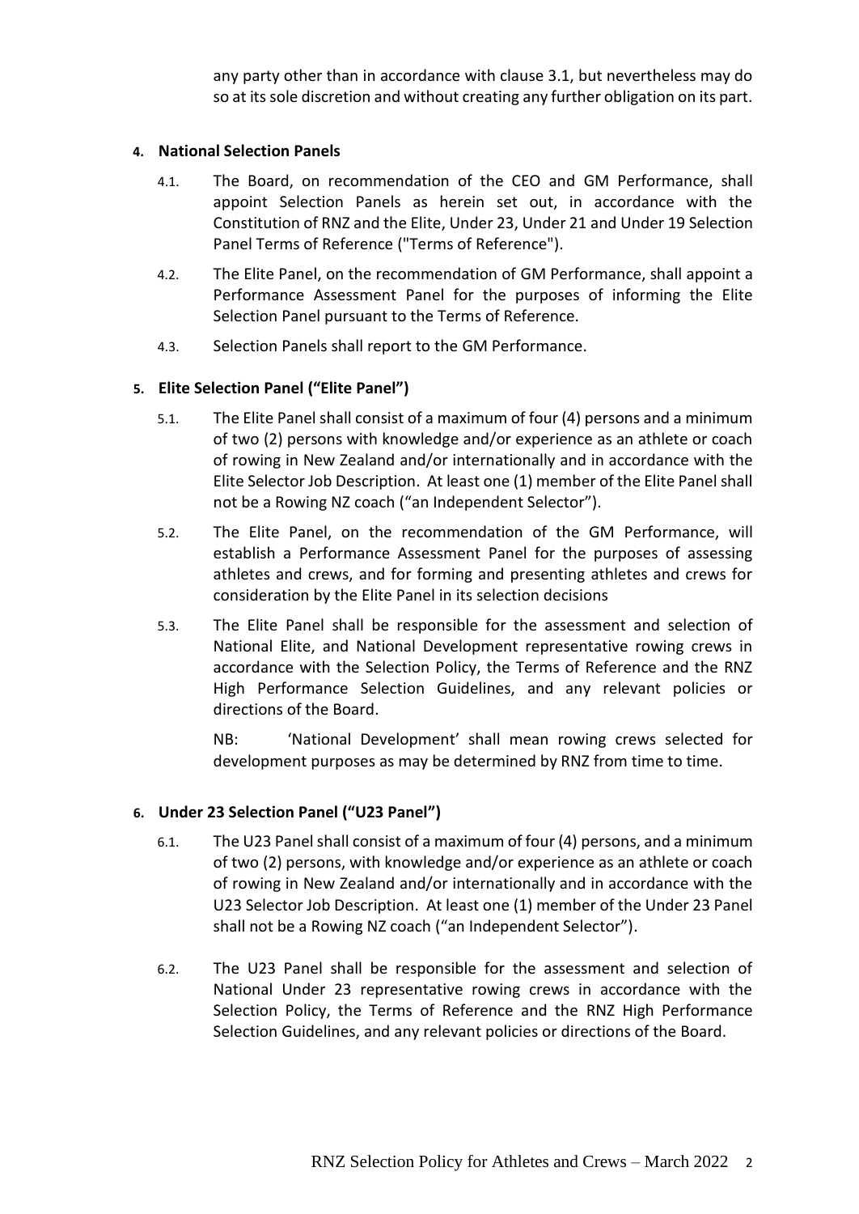any party other than in accordance with clause 3.1, but nevertheless may do so at its sole discretion and without creating any further obligation on its part.

## 4. National Selection Panels

4.1. The Board, on recommendation of the CEO and GM Performance, shall appoint Selection Panels as herein set out, in accordance with the Constitution of RNZ and the Elite, Under 23, Under 21 and Under 19 Selection Panel Terms of Reference ("Terms of Reference").

4.2. The Elite Panel, on the recommendation of GM Performance, shall appoint a Performance Assessment Panel for the purposes of informing the Elite Selection Panel pursuant to the Terms of Reference.

4.3. Selection Panels shall report to the GM Performance.

## 5. Elite Selection Panel ("Elite Panel")

5.1. The Elite Panel shall consist of a maximum of four (4) persons and a minimum of two (2) persons with knowledge and/or experience as an athlete or coach of rowing in New Zealand and/or internationally and in accordance with the Elite Selector Job Description. At least one (1) member of the Elite Panel shall not be a Rowing NZ coach ("an Independent Selector").

5.2. The Elite Panel, on the recommendation of the GM Performance, will establish a Performance Assessment Panel for the purposes of assessing athletes and crews, and for forming and presenting athletes and crews for consideration by the Elite Panel in its selection decisions

5.3. The Elite Panel shall be responsible for the assessment and selection of National Elite, and National Development representative rowing crews in accordance with the Selection Policy, the Terms of Reference and the RNZ High Performance Selection Guidelines, and any relevant policies or directions of the Board.

NB: 'National Development' shall mean rowing crews selected for development purposes as may be determined by RNZ from time to time.

## 6. Under 23 Selection Panel ("U23 Panel")

6.1. The U23 Panel shall consist of a maximum of four (4) persons, and a minimum of two (2) persons, with knowledge and/or experience as an athlete or coach of rowing in New Zealand and/or internationally and in accordance with the U23 Selector Job Description. At least one (1) member of the Under 23 Panel shall not be a Rowing NZ coach ("an Independent Selector").

6.2. The U23 Panel shall be responsible for the assessment and selection of National Under 23 representative rowing crews in accordance with the Selection Policy, the Terms of Reference and the RNZ High Performance Selection Guidelines, and any relevant policies or directions of the Board.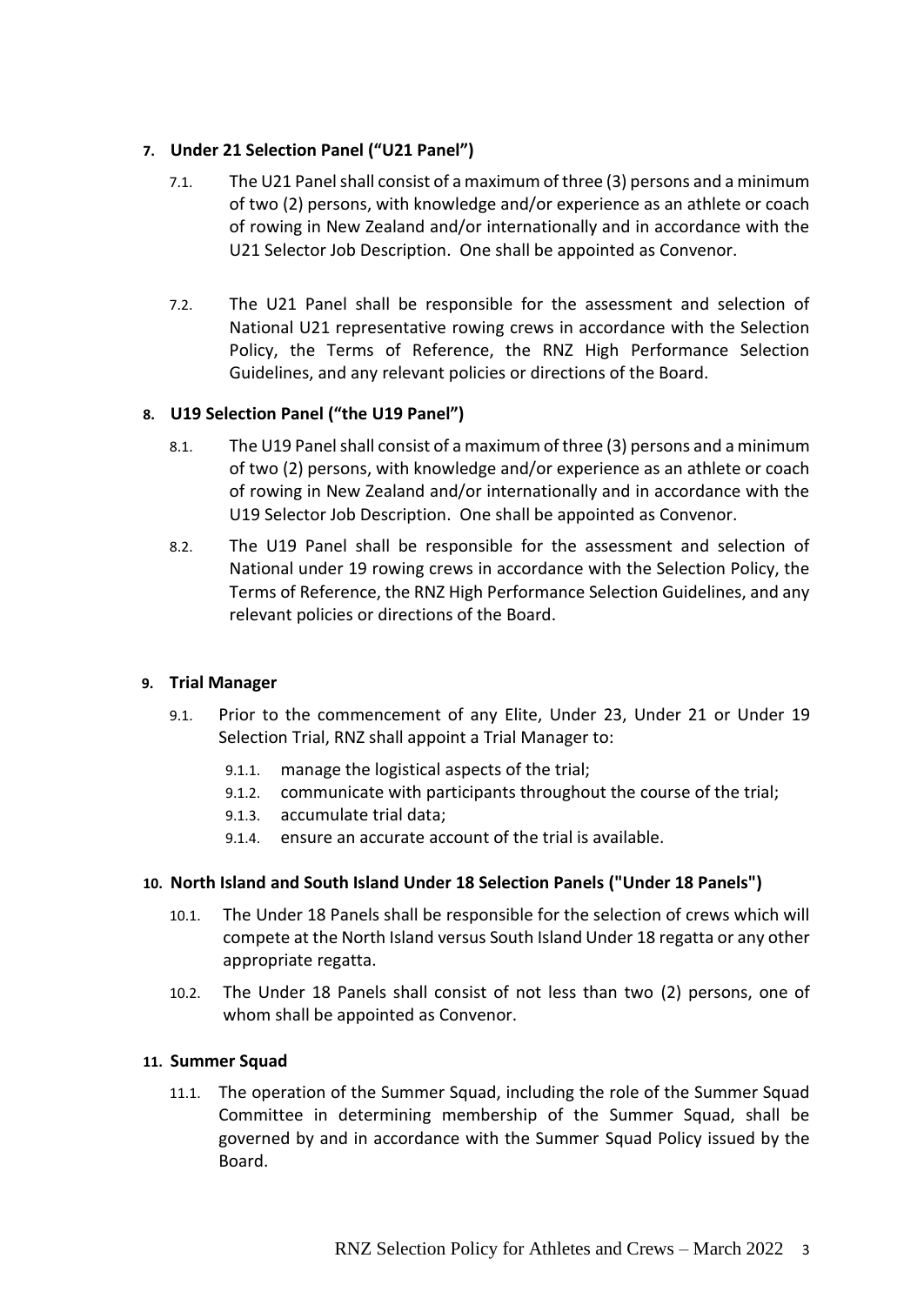**7. Under 21 Selection Panel ("U21 Panel")**

7.1. The U21 Panel shall consist of a maximum of three (3) persons and a minimum of two (2) persons, with knowledge and/or experience as an athlete or coach of rowing in New Zealand and/or internationally and in accordance with the U21 Selector Job Description. One shall be appointed as Convenor.

7.2. The U21 Panel shall be responsible for the assessment and selection of National U21 representative rowing crews in accordance with the Selection Policy, the Terms of Reference, the RNZ High Performance Selection Guidelines, and any relevant policies or directions of the Board.

**8. U19 Selection Panel ("the U19 Panel")**

8.1. The U19 Panel shall consist of a maximum of three (3) persons and a minimum of two (2) persons, with knowledge and/or experience as an athlete or coach of rowing in New Zealand and/or internationally and in accordance with the U19 Selector Job Description. One shall be appointed as Convenor.

8.2. The U19 Panel shall be responsible for the assessment and selection of National under 19 rowing crews in accordance with the Selection Policy, the Terms of Reference, the RNZ High Performance Selection Guidelines, and any relevant policies or directions of the Board.

**9. Trial Manager**

9.1. Prior to the commencement of any Elite, Under 23, Under 21 or Under 19 Selection Trial, RNZ shall appoint a Trial Manager to:

- 9.1.1. manage the logistical aspects of the trial;
- 9.1.2. communicate with participants throughout the course of the trial;
- 9.1.3. accumulate trial data;
- 9.1.4. ensure an accurate account of the trial is available.

**10. North Island and South Island Under 18 Selection Panels ("Under 18 Panels")**

10.1. The Under 18 Panels shall be responsible for the selection of crews which will compete at the North Island versus South Island Under 18 regatta or any other appropriate regatta.

10.2. The Under 18 Panels shall consist of not less than two (2) persons, one of whom shall be appointed as Convenor.

**11. Summer Squad**

11.1. The operation of the Summer Squad, including the role of the Summer Squad Committee in determining membership of the Summer Squad, shall be governed by and in accordance with the Summer Squad Policy issued by the Board.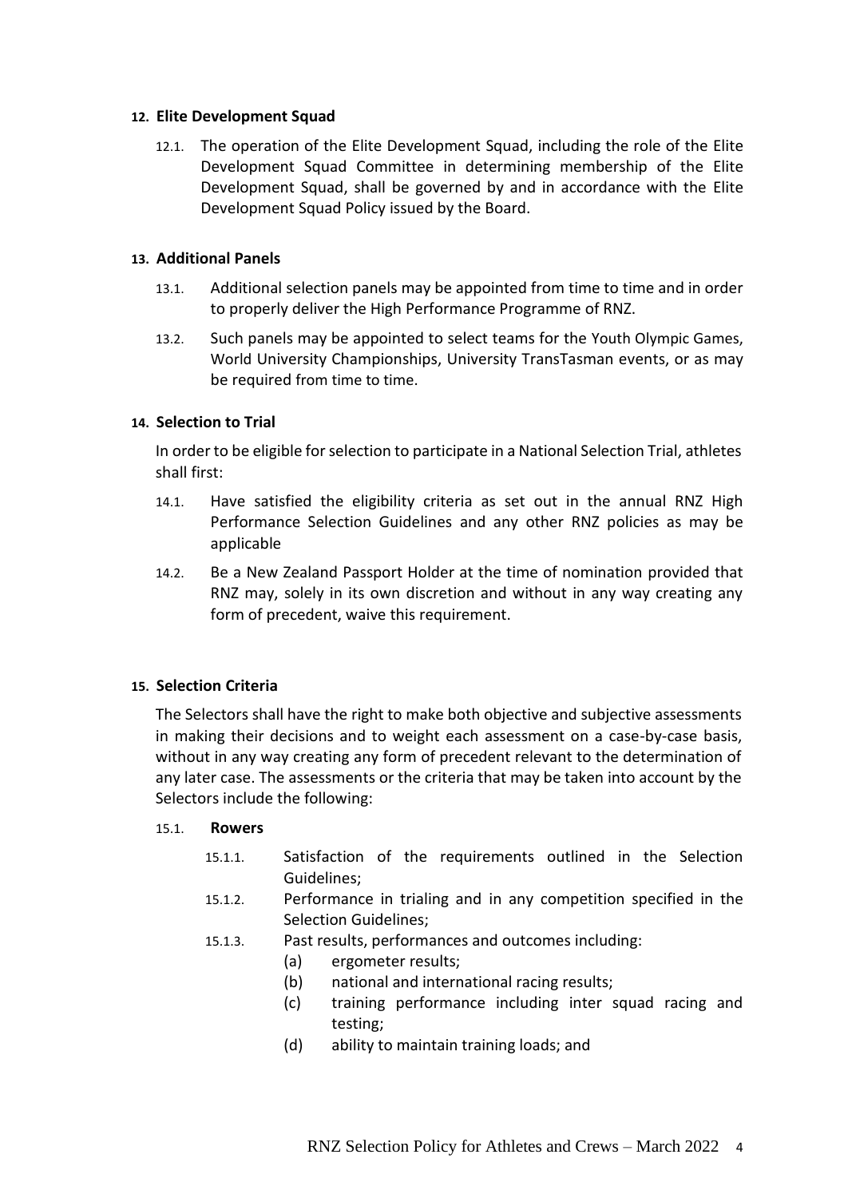## 12. Elite Development Squad

12.1. The operation of the Elite Development Squad, including the role of the Elite Development Squad Committee in determining membership of the Elite Development Squad, shall be governed by and in accordance with the Elite Development Squad Policy issued by the Board.

## 13. Additional Panels

13.1. Additional selection panels may be appointed from time to time and in order to properly deliver the High Performance Programme of RNZ.

13.2. Such panels may be appointed to select teams for the Youth Olympic Games, World University Championships, University TransTasman events, or as may be required from time to time.

## 14. Selection to Trial

In order to be eligible for selection to participate in a National Selection Trial, athletes shall first:

14.1. Have satisfied the eligibility criteria as set out in the annual RNZ High Performance Selection Guidelines and any other RNZ policies as may be applicable

14.2. Be a New Zealand Passport Holder at the time of nomination provided that RNZ may, solely in its own discretion and without in any way creating any form of precedent, waive this requirement.

## 15. Selection Criteria

The Selectors shall have the right to make both objective and subjective assessments in making their decisions and to weight each assessment on a case-by-case basis, without in any way creating any form of precedent relevant to the determination of any later case. The assessments or the criteria that may be taken into account by the Selectors include the following:

15.1. **Rowers**

15.1.1. Satisfaction of the requirements outlined in the Selection Guidelines;

15.1.2. Performance in trialing and in any competition specified in the Selection Guidelines;

15.1.3. Past results, performances and outcomes including:

(a) ergometer results;

(b) national and international racing results;

(c) training performance including inter squad racing and testing;

(d) ability to maintain training loads; and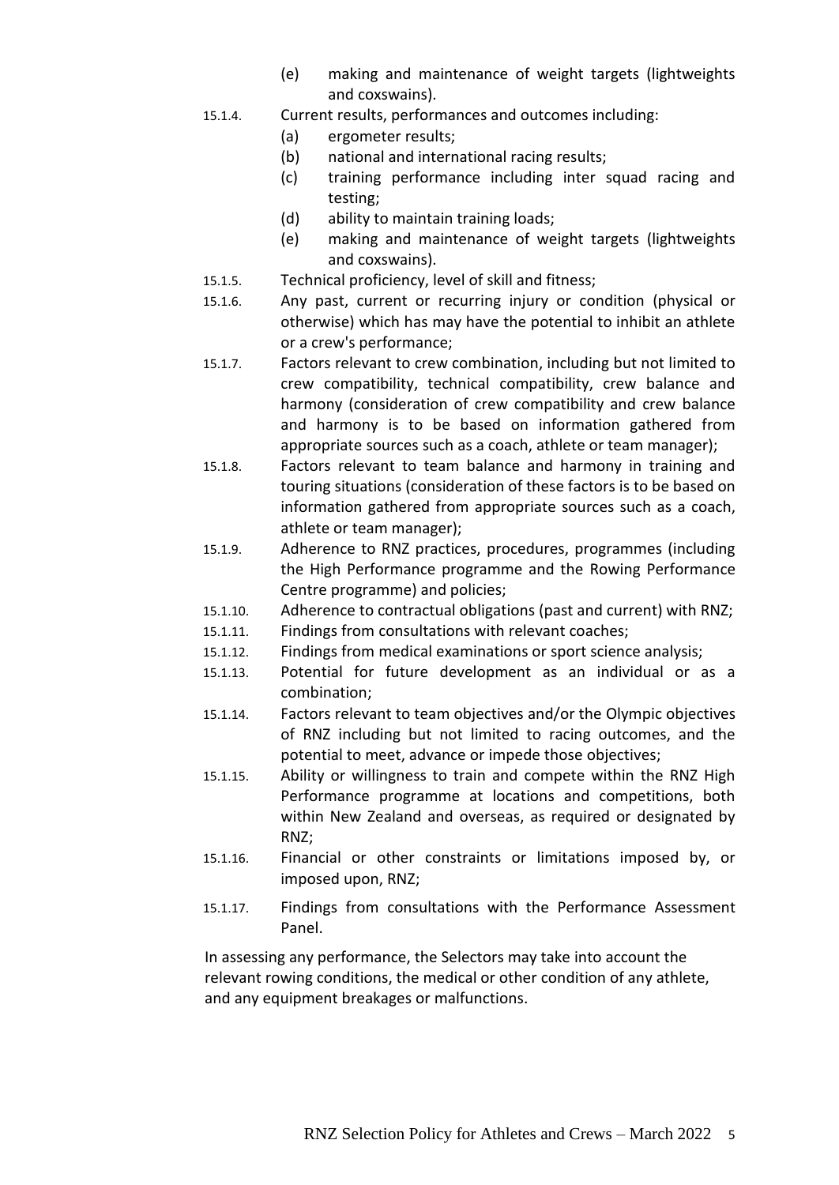(e) making and maintenance of weight targets (lightweights and coxswains).

15.1.4. Current results, performances and outcomes including:

(a) ergometer results;

(b) national and international racing results;

(c) training performance including inter squad racing and testing;

(d) ability to maintain training loads;

(e) making and maintenance of weight targets (lightweights and coxswains).

15.1.5. Technical proficiency, level of skill and fitness;

15.1.6. Any past, current or recurring injury or condition (physical or otherwise) which has may have the potential to inhibit an athlete or a crew's performance;

15.1.7. Factors relevant to crew combination, including but not limited to crew compatibility, technical compatibility, crew balance and harmony (consideration of crew compatibility and crew balance and harmony is to be based on information gathered from appropriate sources such as a coach, athlete or team manager);

15.1.8. Factors relevant to team balance and harmony in training and touring situations (consideration of these factors is to be based on information gathered from appropriate sources such as a coach, athlete or team manager);

15.1.9. Adherence to RNZ practices, procedures, programmes (including the High Performance programme and the Rowing Performance Centre programme) and policies;

15.1.10. Adherence to contractual obligations (past and current) with RNZ;

15.1.11. Findings from consultations with relevant coaches;

15.1.12. Findings from medical examinations or sport science analysis;

15.1.13. Potential for future development as an individual or as a combination;

15.1.14. Factors relevant to team objectives and/or the Olympic objectives of RNZ including but not limited to racing outcomes, and the potential to meet, advance or impede those objectives;

15.1.15. Ability or willingness to train and compete within the RNZ High Performance programme at locations and competitions, both within New Zealand and overseas, as required or designated by RNZ;

15.1.16. Financial or other constraints or limitations imposed by, or imposed upon, RNZ;

15.1.17. Findings from consultations with the Performance Assessment Panel.

In assessing any performance, the Selectors may take into account the relevant rowing conditions, the medical or other condition of any athlete, and any equipment breakages or malfunctions.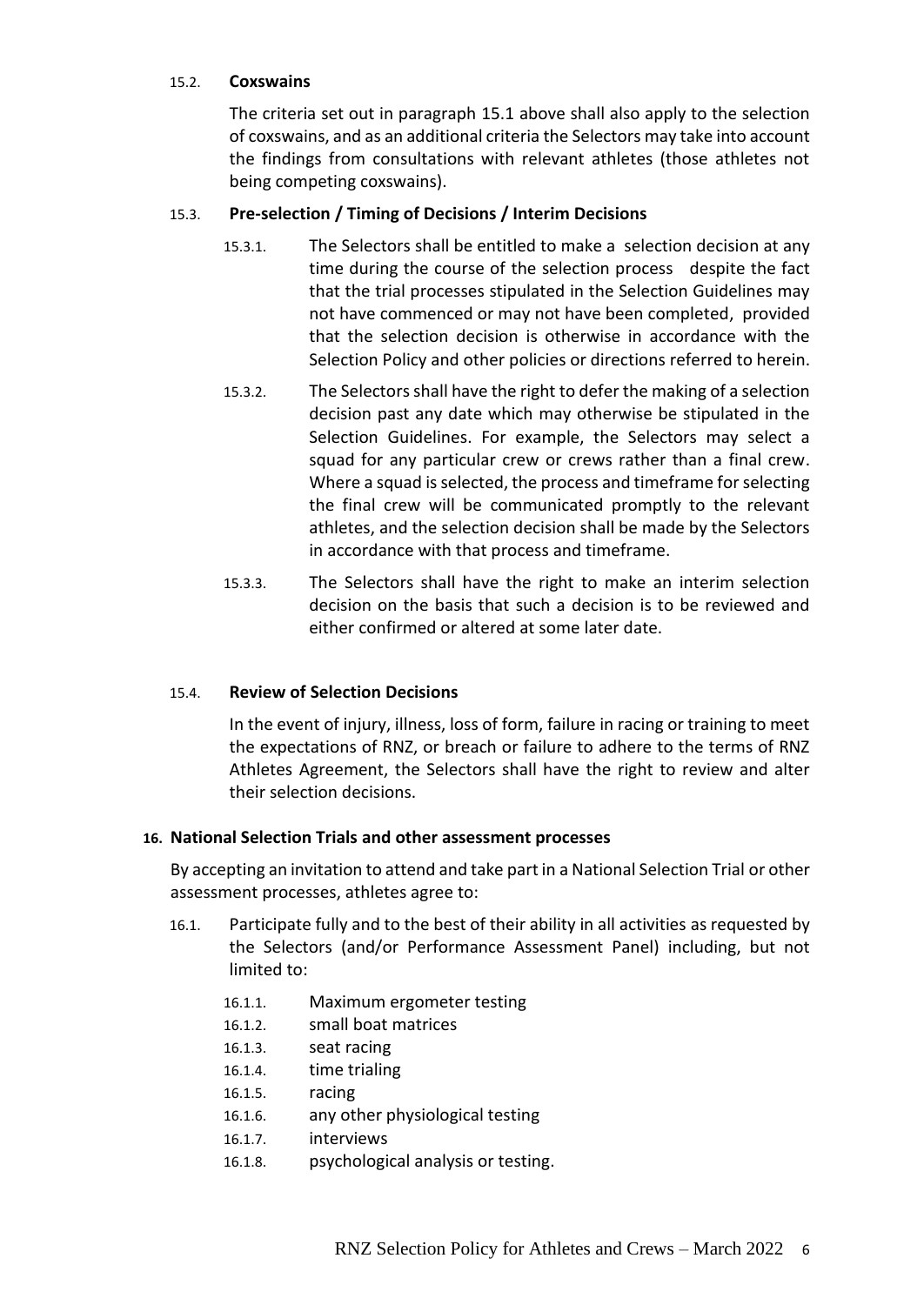### 15.2. Coxswains

The criteria set out in paragraph 15.1 above shall also apply to the selection of coxswains, and as an additional criteria the Selectors may take into account the findings from consultations with relevant athletes (those athletes not being competing coxswains).

### 15.3. Pre-selection / Timing of Decisions / Interim Decisions

15.3.1. The Selectors shall be entitled to make a selection decision at any time during the course of the selection process despite the fact that the trial processes stipulated in the Selection Guidelines may not have commenced or may not have been completed, provided that the selection decision is otherwise in accordance with the Selection Policy and other policies or directions referred to herein.

15.3.2. The Selectors shall have the right to defer the making of a selection decision past any date which may otherwise be stipulated in the Selection Guidelines. For example, the Selectors may select a squad for any particular crew or crews rather than a final crew. Where a squad is selected, the process and timeframe for selecting the final crew will be communicated promptly to the relevant athletes, and the selection decision shall be made by the Selectors in accordance with that process and timeframe.

15.3.3. The Selectors shall have the right to make an interim selection decision on the basis that such a decision is to be reviewed and either confirmed or altered at some later date.

### 15.4. Review of Selection Decisions

In the event of injury, illness, loss of form, failure in racing or training to meet the expectations of RNZ, or breach or failure to adhere to the terms of RNZ Athletes Agreement, the Selectors shall have the right to review and alter their selection decisions.

## 16. National Selection Trials and other assessment processes

By accepting an invitation to attend and take part in a National Selection Trial or other assessment processes, athletes agree to:

16.1. Participate fully and to the best of their ability in all activities as requested by the Selectors (and/or Performance Assessment Panel) including, but not limited to:

- 16.1.1. Maximum ergometer testing
- 16.1.2. small boat matrices
- 16.1.3. seat racing
- 16.1.4. time trialing
- 16.1.5. racing
- 16.1.6. any other physiological testing
- 16.1.7. interviews
- 16.1.8. psychological analysis or testing.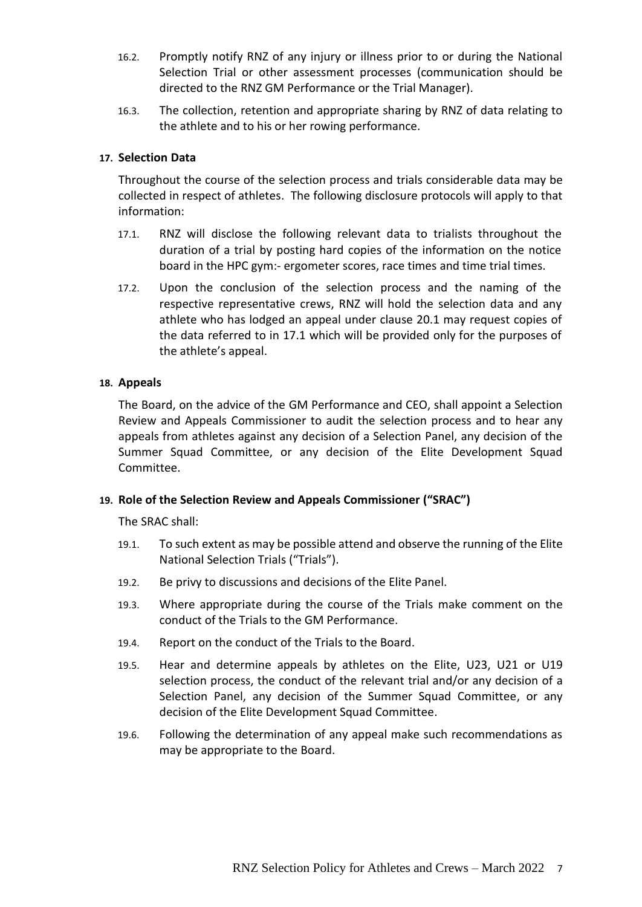16.2. Promptly notify RNZ of any injury or illness prior to or during the National Selection Trial or other assessment processes (communication should be directed to the RNZ GM Performance or the Trial Manager).

16.3. The collection, retention and appropriate sharing by RNZ of data relating to the athlete and to his or her rowing performance.

**17. Selection Data**

Throughout the course of the selection process and trials considerable data may be collected in respect of athletes. The following disclosure protocols will apply to that information:

17.1. RNZ will disclose the following relevant data to trialists throughout the duration of a trial by posting hard copies of the information on the notice board in the HPC gym:- ergometer scores, race times and time trial times.

17.2. Upon the conclusion of the selection process and the naming of the respective representative crews, RNZ will hold the selection data and any athlete who has lodged an appeal under clause 20.1 may request copies of the data referred to in 17.1 which will be provided only for the purposes of the athlete's appeal.

**18. Appeals**

The Board, on the advice of the GM Performance and CEO, shall appoint a Selection Review and Appeals Commissioner to audit the selection process and to hear any appeals from athletes against any decision of a Selection Panel, any decision of the Summer Squad Committee, or any decision of the Elite Development Squad Committee.

**19. Role of the Selection Review and Appeals Commissioner ("SRAC")**

The SRAC shall:

19.1. To such extent as may be possible attend and observe the running of the Elite National Selection Trials ("Trials").

19.2. Be privy to discussions and decisions of the Elite Panel.

19.3. Where appropriate during the course of the Trials make comment on the conduct of the Trials to the GM Performance.

19.4. Report on the conduct of the Trials to the Board.

19.5. Hear and determine appeals by athletes on the Elite, U23, U21 or U19 selection process, the conduct of the relevant trial and/or any decision of a Selection Panel, any decision of the Summer Squad Committee, or any decision of the Elite Development Squad Committee.

19.6. Following the determination of any appeal make such recommendations as may be appropriate to the Board.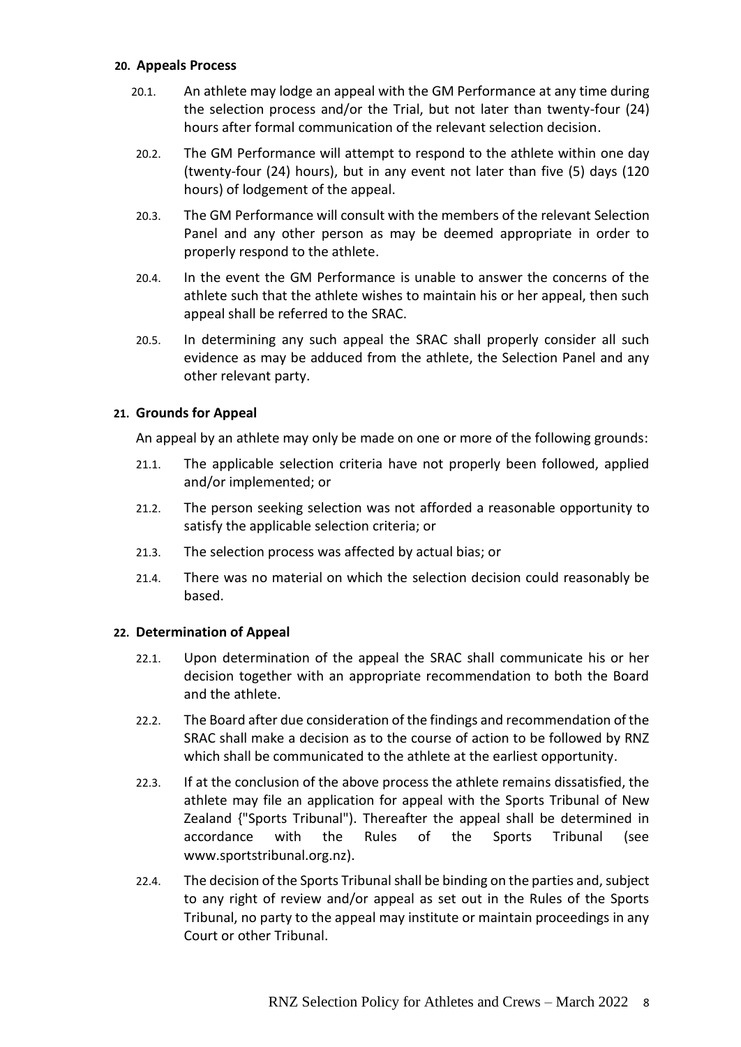## 20. Appeals Process

20.1. An athlete may lodge an appeal with the GM Performance at any time during the selection process and/or the Trial, but not later than twenty-four (24) hours after formal communication of the relevant selection decision.

20.2. The GM Performance will attempt to respond to the athlete within one day (twenty-four (24) hours), but in any event not later than five (5) days (120 hours) of lodgement of the appeal.

20.3. The GM Performance will consult with the members of the relevant Selection Panel and any other person as may be deemed appropriate in order to properly respond to the athlete.

20.4. In the event the GM Performance is unable to answer the concerns of the athlete such that the athlete wishes to maintain his or her appeal, then such appeal shall be referred to the SRAC.

20.5. In determining any such appeal the SRAC shall properly consider all such evidence as may be adduced from the athlete, the Selection Panel and any other relevant party.

## 21. Grounds for Appeal

An appeal by an athlete may only be made on one or more of the following grounds:

21.1. The applicable selection criteria have not properly been followed, applied and/or implemented; or

21.2. The person seeking selection was not afforded a reasonable opportunity to satisfy the applicable selection criteria; or

21.3. The selection process was affected by actual bias; or

21.4. There was no material on which the selection decision could reasonably be based.

## 22. Determination of Appeal

22.1. Upon determination of the appeal the SRAC shall communicate his or her decision together with an appropriate recommendation to both the Board and the athlete.

22.2. The Board after due consideration of the findings and recommendation of the SRAC shall make a decision as to the course of action to be followed by RNZ which shall be communicated to the athlete at the earliest opportunity.

22.3. If at the conclusion of the above process the athlete remains dissatisfied, the athlete may file an application for appeal with the Sports Tribunal of New Zealand {"Sports Tribunal"). Thereafter the appeal shall be determined in accordance with the Rules of the Sports Tribunal (see www.sportstribunal.org.nz).

22.4. The decision of the Sports Tribunal shall be binding on the parties and, subject to any right of review and/or appeal as set out in the Rules of the Sports Tribunal, no party to the appeal may institute or maintain proceedings in any Court or other Tribunal.